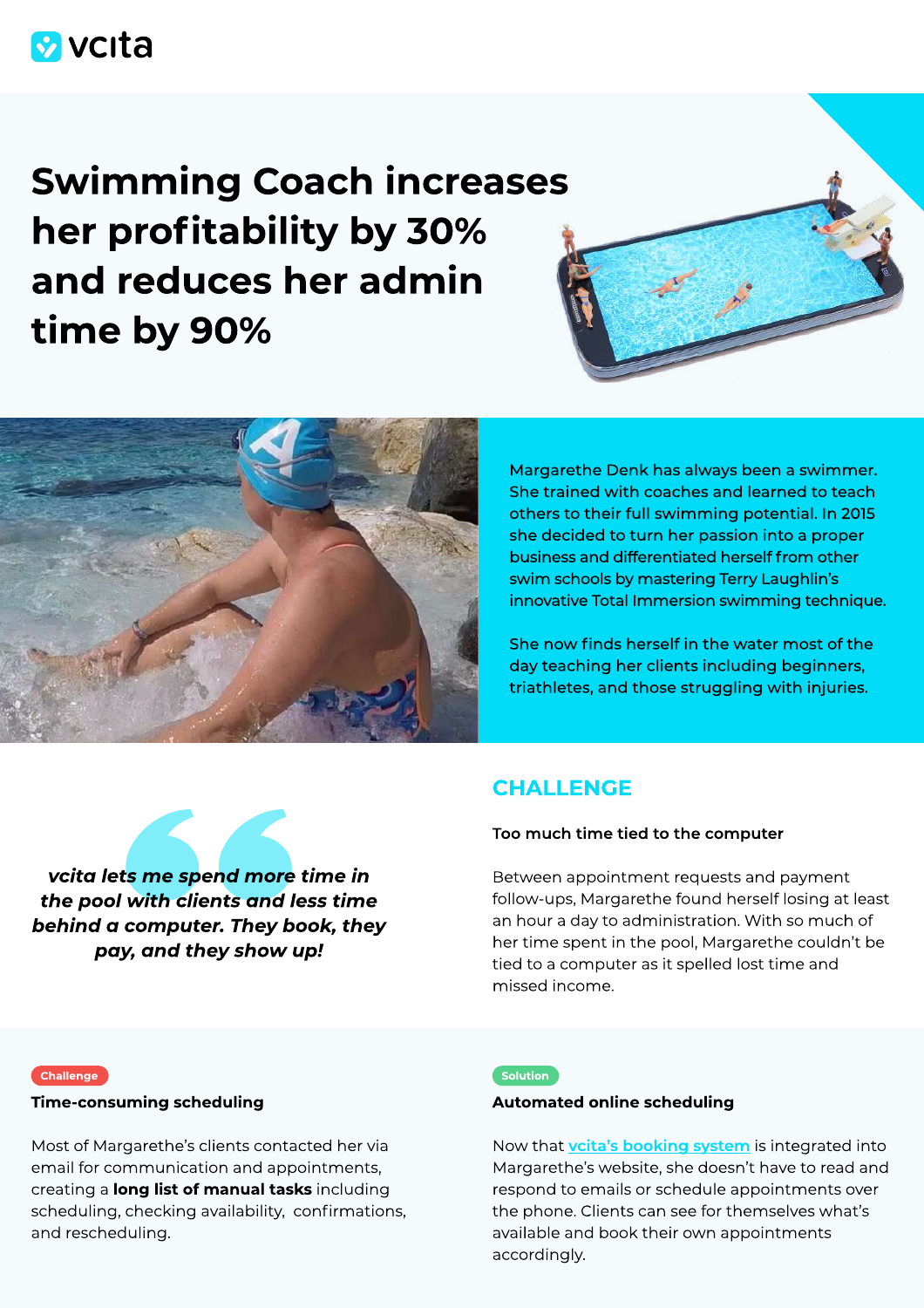vcita

# Swimming Coach increases her profitability by 30% and reduces her admin time by 90%

Margarethe Denk has always been a swimmer. She trained with coaches and learned to teach others to their full swimming potential. In 2015 she decided to turn her passion into a proper business and differentiated herself from other swim schools by mastering Terry Laughlin's innovative Total Immersion swimming technique.

She now finds herself in the water most of the day teaching her clients including beginners, triathletes, and those struggling with injuries.

> ***vcita lets me spend more time in the pool with clients and less time behind a computer. They book, they pay, and they show up!***

## CHALLENGE

**Too much time tied to the computer**

Between appointment requests and payment follow-ups, Margarethe found herself losing at least an hour a day to administration. With so much of her time spent in the pool, Margarethe couldn't be tied to a computer as it spelled lost time and missed income.

Challenge

**Time-consuming scheduling**

Most of Margarethe's clients contacted her via email for communication and appointments, creating a **long list of manual tasks** including scheduling, checking availability, confirmations, and rescheduling.

Solution

**Automated online scheduling**

Now that [vcita's booking system] is integrated into Margarethe's website, she doesn't have to read and respond to emails or schedule appointments over the phone. Clients can see for themselves what's available and book their own appointments accordingly.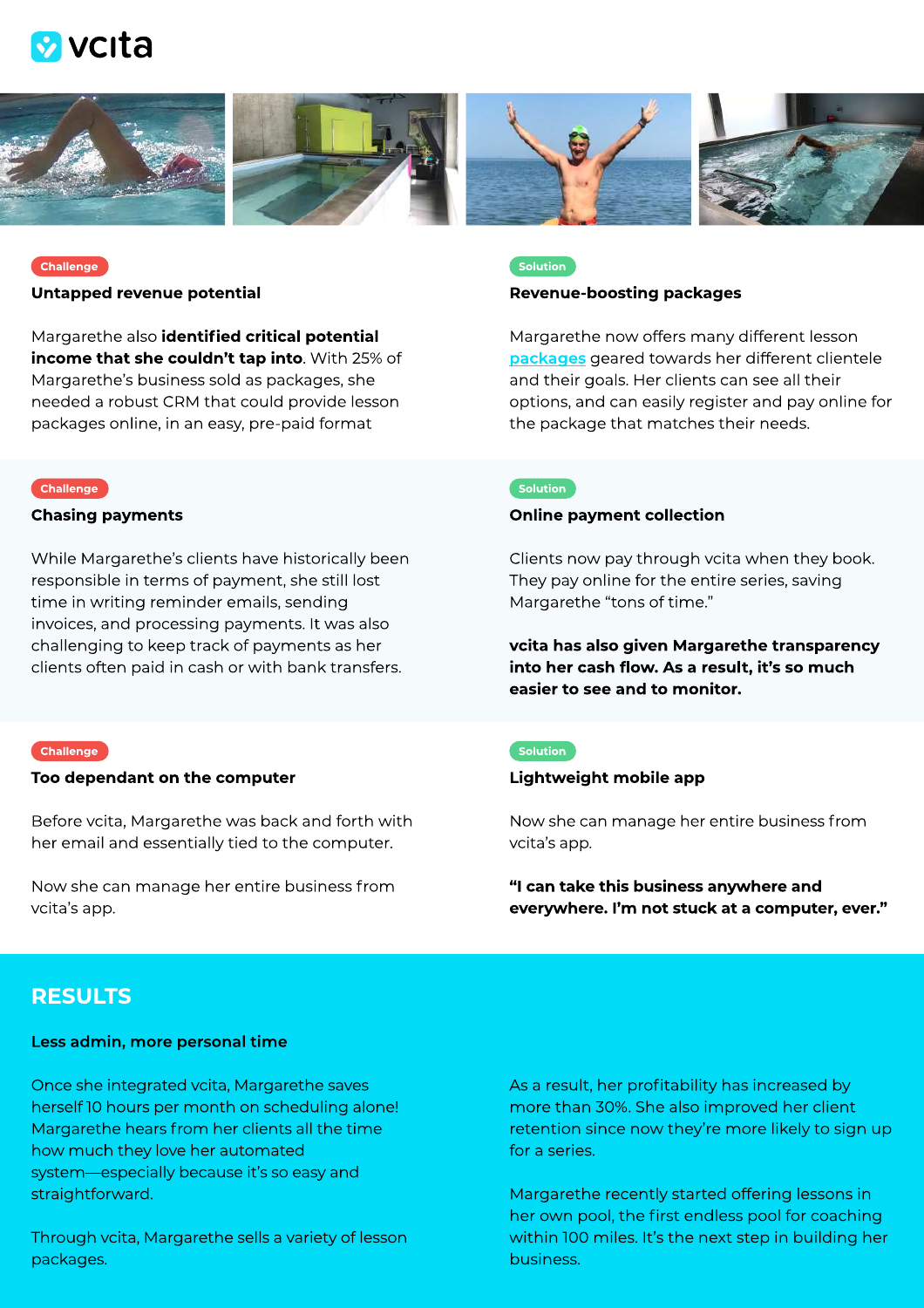vcita

Challenge

### Untapped revenue potential

Margarethe also **identified critical potential income that she couldn't tap into**. With 25% of Margarethe's business sold as packages, she needed a robust CRM that could provide lesson packages online, in an easy, pre-paid format

Solution

### Revenue-boosting packages

Margarethe now offers many different lesson packages geared towards her different clientele and their goals. Her clients can see all their options, and can easily register and pay online for the package that matches their needs.

Challenge

### Chasing payments

While Margarethe's clients have historically been responsible in terms of payment, she still lost time in writing reminder emails, sending invoices, and processing payments. It was also challenging to keep track of payments as her clients often paid in cash or with bank transfers.

Solution

### Online payment collection

Clients now pay through vcita when they book. They pay online for the entire series, saving Margarethe "tons of time."

**vcita has also given Margarethe transparency into her cash flow. As a result, it's so much easier to see and to monitor.**

Challenge

### Too dependant on the computer

Before vcita, Margarethe was back and forth with her email and essentially tied to the computer.

Now she can manage her entire business from vcita's app.

Solution

### Lightweight mobile app

Now she can manage her entire business from vcita's app.

**"I can take this business anywhere and everywhere. I'm not stuck at a computer, ever."**

## RESULTS

### Less admin, more personal time

Once she integrated vcita, Margarethe saves herself 10 hours per month on scheduling alone! Margarethe hears from her clients all the time how much they love her automated system—especially because it's so easy and straightforward.

Through vcita, Margarethe sells a variety of lesson packages.

As a result, her profitability has increased by more than 30%. She also improved her client retention since now they're more likely to sign up for a series.

Margarethe recently started offering lessons in her own pool, the first endless pool for coaching within 100 miles. It's the next step in building her business.